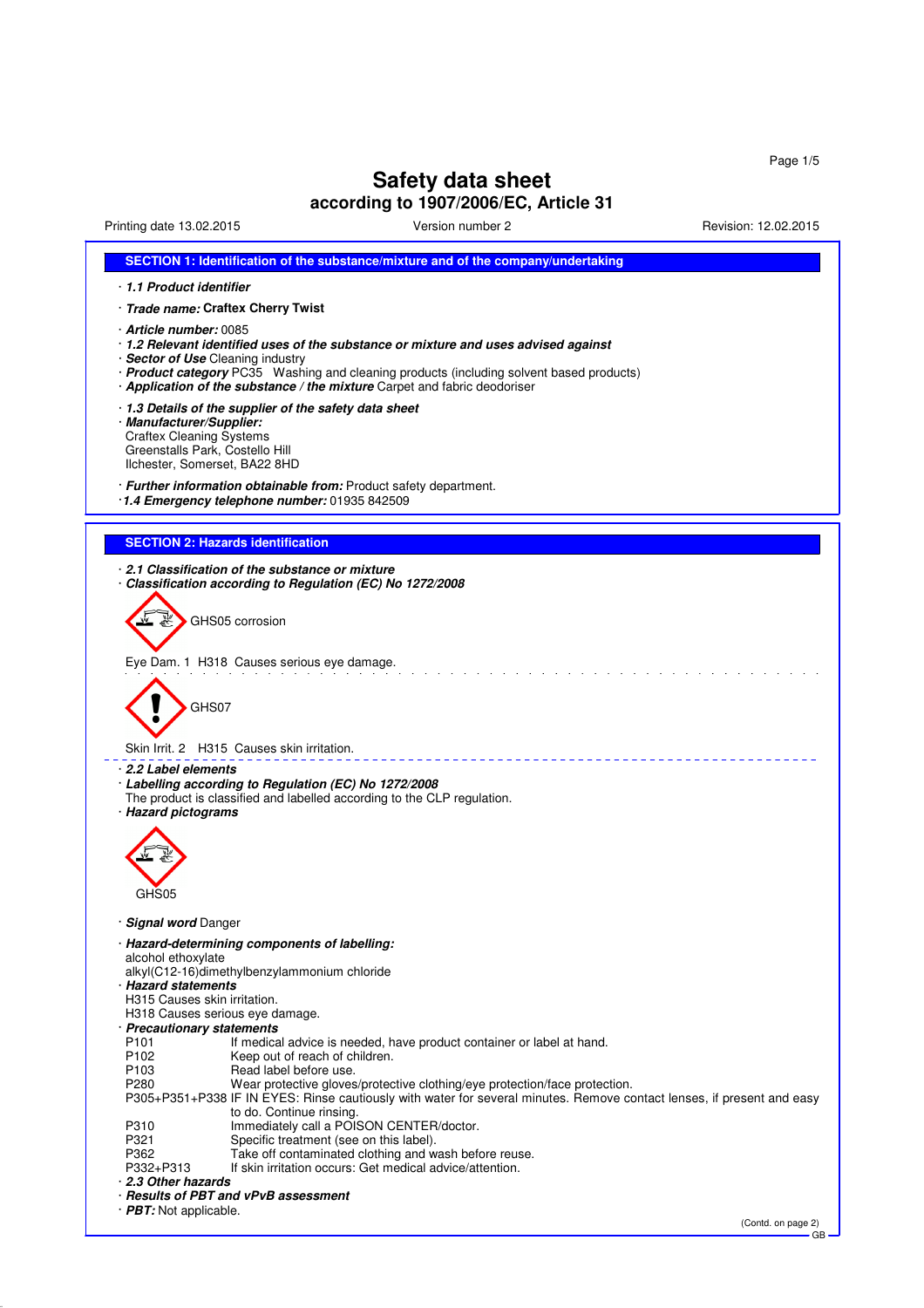# Safety data sheet
## according to 1907/2006/EC, Article 31

Printing date 13.02.2015 | Version number 2 | Revision: 12.02.2015

## SECTION 1: Identification of the substance/mixture and of the company/undertaking

· ***1.1 Product identifier***

· ***Trade name:*** **Craftex Cherry Twist**

· ***Article number:*** 0085
· ***1.2 Relevant identified uses of the substance or mixture and uses advised against***
· ***Sector of Use*** Cleaning industry
· ***Product category*** PC35 Washing and cleaning products (including solvent based products)
· ***Application of the substance / the mixture*** Carpet and fabric deodoriser

· ***1.3 Details of the supplier of the safety data sheet***
· ***Manufacturer/Supplier:***
Craftex Cleaning Systems
Greenstalls Park, Costello Hill
Ilchester, Somerset, BA22 8HD

· ***Further information obtainable from:*** Product safety department.
· ***1.4 Emergency telephone number:*** 01935 842509

## SECTION 2: Hazards identification

· ***2.1 Classification of the substance or mixture***
· ***Classification according to Regulation (EC) No 1272/2008***

GHS05 corrosion

Eye Dam. 1 H318 Causes serious eye damage.

GHS07

Skin Irrit. 2 H315 Causes skin irritation.

· ***2.2 Label elements***
· ***Labelling according to Regulation (EC) No 1272/2008***
The product is classified and labelled according to the CLP regulation.
· ***Hazard pictograms***

GHS05

· ***Signal word*** Danger

· ***Hazard-determining components of labelling:***
alcohol ethoxylate
alkyl(C12-16)dimethylbenzylammonium chloride
· ***Hazard statements***
H315 Causes skin irritation.
H318 Causes serious eye damage.
· ***Precautionary statements***

| | |
|---|---|
| P101 | If medical advice is needed, have product container or label at hand. |
| P102 | Keep out of reach of children. |
| P103 | Read label before use. |
| P280 | Wear protective gloves/protective clothing/eye protection/face protection. |
| P305+P351+P338 | IF IN EYES: Rinse cautiously with water for several minutes. Remove contact lenses, if present and easy to do. Continue rinsing. |
| P310 | Immediately call a POISON CENTER/doctor. |
| P321 | Specific treatment (see on this label). |
| P362 | Take off contaminated clothing and wash before reuse. |
| P332+P313 | If skin irritation occurs: Get medical advice/attention. |

· ***2.3 Other hazards***
· ***Results of PBT and vPvB assessment***
· ***PBT:*** Not applicable.

(Contd. on page 2)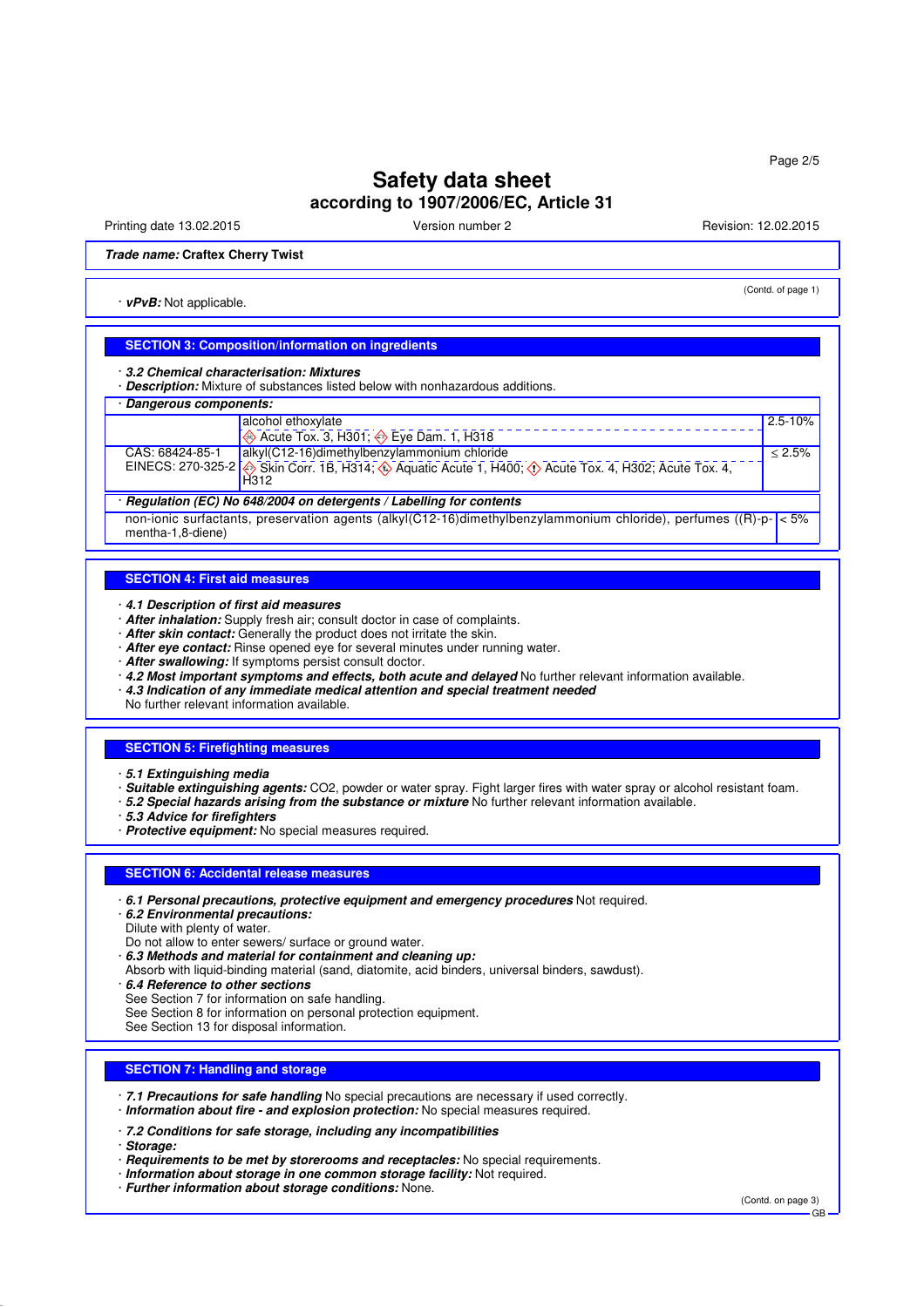**Trade name:** **Craftex Cherry Twist**

(Contd. of page 1)

· **vPvB:** Not applicable.

## SECTION 3: Composition/information on ingredients

· ***3.2 Chemical characterisation: Mixtures***
· ***Description:*** Mixture of substances listed below with nonhazardous additions.

| · ***Dangerous components:*** | | |
|---|---|---|
| | alcohol ethoxylate<br>Acute Tox. 3, H301; Eye Dam. 1, H318 | 2.5-10% |
| CAS: 68424-85-1<br>EINECS: 270-325-2 | alkyl(C12-16)dimethylbenzylammonium chloride<br>Skin Corr. 1B, H314; Aquatic Acute 1, H400; Acute Tox. 4, H302; Acute Tox. 4, H312 | ≤ 2.5% |

| · ***Regulation (EC) No 648/2004 on detergents / Labelling for contents*** | |
|---|---|
| non-ionic surfactants, preservation agents (alkyl(C12-16)dimethylbenzylammonium chloride), perfumes ((R)-p-mentha-1,8-diene) | < 5% |

## SECTION 4: First aid measures

· ***4.1 Description of first aid measures***
· ***After inhalation:*** Supply fresh air; consult doctor in case of complaints.
· ***After skin contact:*** Generally the product does not irritate the skin.
· ***After eye contact:*** Rinse opened eye for several minutes under running water.
· ***After swallowing:*** If symptoms persist consult doctor.
· ***4.2 Most important symptoms and effects, both acute and delayed*** No further relevant information available.
· ***4.3 Indication of any immediate medical attention and special treatment needed***
No further relevant information available.

## SECTION 5: Firefighting measures

· ***5.1 Extinguishing media***
· ***Suitable extinguishing agents:*** $CO_2$, powder or water spray. Fight larger fires with water spray or alcohol resistant foam.
· ***5.2 Special hazards arising from the substance or mixture*** No further relevant information available.
· ***5.3 Advice for firefighters***
· ***Protective equipment:*** No special measures required.

## SECTION 6: Accidental release measures

· ***6.1 Personal precautions, protective equipment and emergency procedures*** Not required.
· ***6.2 Environmental precautions:***
Dilute with plenty of water.
Do not allow to enter sewers/ surface or ground water.
· ***6.3 Methods and material for containment and cleaning up:***
Absorb with liquid-binding material (sand, diatomite, acid binders, universal binders, sawdust).
· ***6.4 Reference to other sections***
See Section 7 for information on safe handling.
See Section 8 for information on personal protection equipment.
See Section 13 for disposal information.

## SECTION 7: Handling and storage

· ***7.1 Precautions for safe handling*** No special precautions are necessary if used correctly.
· ***Information about fire - and explosion protection:*** No special measures required.

· ***7.2 Conditions for safe storage, including any incompatibilities***
· ***Storage:***
· ***Requirements to be met by storerooms and receptacles:*** No special requirements.
· ***Information about storage in one common storage facility:*** Not required.
· ***Further information about storage conditions:*** None.

(Contd. on page 3)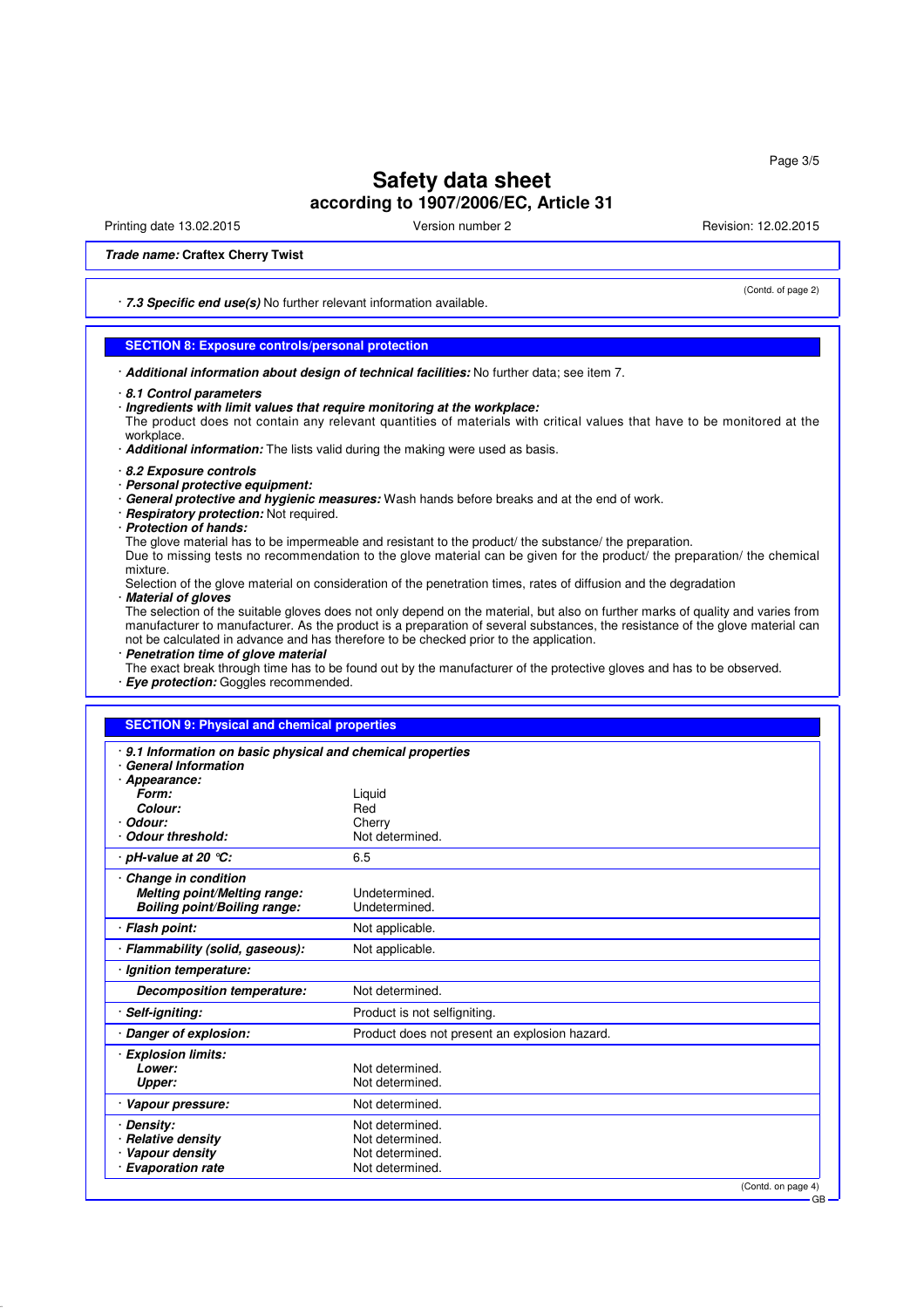# Safety data sheet

## according to 1907/2006/EC, Article 31

Printing date 13.02.2015 Version number 2 Revision: 12.02.2015

**Trade name: Craftex Cherry Twist**

(Contd. of page 2)

· ***7.3 Specific end use(s)*** No further relevant information available.

## SECTION 8: Exposure controls/personal protection

· ***Additional information about design of technical facilities:*** No further data; see item 7.

· ***8.1 Control parameters***
· ***Ingredients with limit values that require monitoring at the workplace:***
The product does not contain any relevant quantities of materials with critical values that have to be monitored at the workplace.
· ***Additional information:*** The lists valid during the making were used as basis.

· ***8.2 Exposure controls***
· ***Personal protective equipment:***
· ***General protective and hygienic measures:*** Wash hands before breaks and at the end of work.
· ***Respiratory protection:*** Not required.
· ***Protection of hands:***
The glove material has to be impermeable and resistant to the product/ the substance/ the preparation.
Due to missing tests no recommendation to the glove material can be given for the product/ the preparation/ the chemical mixture.
Selection of the glove material on consideration of the penetration times, rates of diffusion and the degradation
· ***Material of gloves***
The selection of the suitable gloves does not only depend on the material, but also on further marks of quality and varies from manufacturer to manufacturer. As the product is a preparation of several substances, the resistance of the glove material can not be calculated in advance and has therefore to be checked prior to the application.
· ***Penetration time of glove material***
The exact break through time has to be found out by the manufacturer of the protective gloves and has to be observed.
· ***Eye protection:*** Goggles recommended.

## SECTION 9: Physical and chemical properties

· ***9.1 Information on basic physical and chemical properties***
· ***General Information***

| | |
|---|---|
| · ***Appearance:*** | |
| ***Form:*** | Liquid |
| ***Colour:*** | Red |
| · ***Odour:*** | Cherry |
| · ***Odour threshold:*** | Not determined. |
| · ***pH-value at 20 °C:*** | 6.5 |
| · ***Change in condition*** | |
| ***Melting point/Melting range:*** | Undetermined. |
| ***Boiling point/Boiling range:*** | Undetermined. |
| · ***Flash point:*** | Not applicable. |
| · ***Flammability (solid, gaseous):*** | Not applicable. |
| · ***Ignition temperature:*** | |
| ***Decomposition temperature:*** | Not determined. |
| · ***Self-igniting:*** | Product is not selfigniting. |
| · ***Danger of explosion:*** | Product does not present an explosion hazard. |
| · ***Explosion limits:*** | |
| ***Lower:*** | Not determined. |
| ***Upper:*** | Not determined. |
| · ***Vapour pressure:*** | Not determined. |
| · ***Density:*** | Not determined. |
| · ***Relative density*** | Not determined. |
| · ***Vapour density*** | Not determined. |
| · ***Evaporation rate*** | Not determined. |

(Contd. on page 4)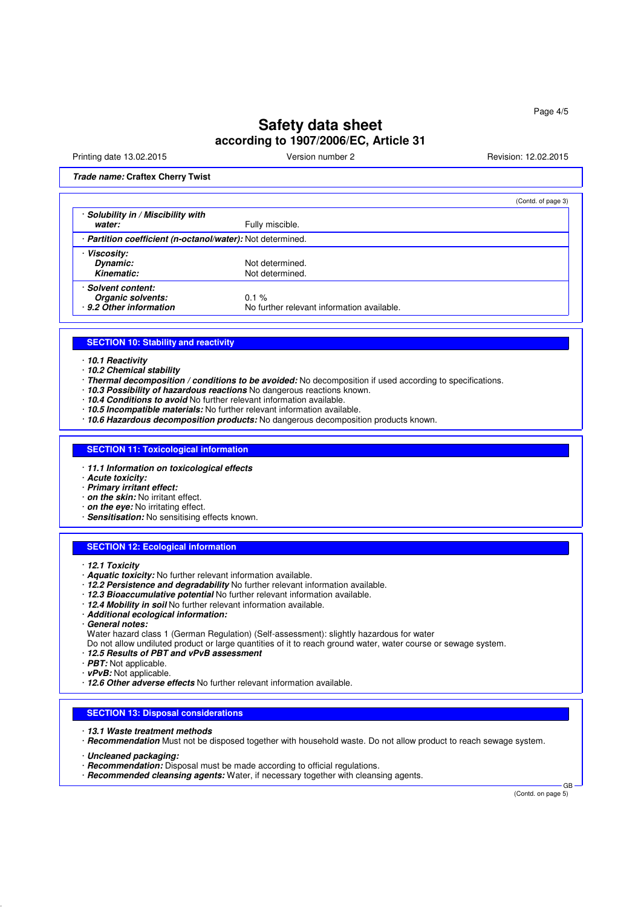# Safety data sheet
## according to 1907/2006/EC, Article 31

Printing date 13.02.2015 Version number 2 Revision: 12.02.2015

***Trade name:*** **Craftex Cherry Twist**

(Contd. of page 3)

- ***Solubility in / Miscibility with water:*** Fully miscible.
- ***Partition coefficient (n-octanol/water):*** Not determined.
- ***Viscosity:***
  - ***Dynamic:*** Not determined.
  - ***Kinematic:*** Not determined.
- ***Solvent content:***
  - ***Organic solvents:*** 0.1 %
- ***9.2 Other information*** No further relevant information available.

## SECTION 10: Stability and reactivity

- ***10.1 Reactivity***
- ***10.2 Chemical stability***
- ***Thermal decomposition / conditions to be avoided:*** No decomposition if used according to specifications.
- ***10.3 Possibility of hazardous reactions*** No dangerous reactions known.
- ***10.4 Conditions to avoid*** No further relevant information available.
- ***10.5 Incompatible materials:*** No further relevant information available.
- ***10.6 Hazardous decomposition products:*** No dangerous decomposition products known.

## SECTION 11: Toxicological information

- ***11.1 Information on toxicological effects***
- ***Acute toxicity:***
- ***Primary irritant effect:***
- ***on the skin:*** No irritant effect.
- ***on the eye:*** No irritating effect.
- ***Sensitisation:*** No sensitising effects known.

## SECTION 12: Ecological information

- ***12.1 Toxicity***
- ***Aquatic toxicity:*** No further relevant information available.
- ***12.2 Persistence and degradability*** No further relevant information available.
- ***12.3 Bioaccumulative potential*** No further relevant information available.
- ***12.4 Mobility in soil*** No further relevant information available.
- ***Additional ecological information:***
- ***General notes:***
  Water hazard class 1 (German Regulation) (Self-assessment): slightly hazardous for water
  Do not allow undiluted product or large quantities of it to reach ground water, water course or sewage system.
- ***12.5 Results of PBT and vPvB assessment***
- ***PBT:*** Not applicable.
- ***vPvB:*** Not applicable.
- ***12.6 Other adverse effects*** No further relevant information available.

## SECTION 13: Disposal considerations

- ***13.1 Waste treatment methods***
- ***Recommendation*** Must not be disposed together with household waste. Do not allow product to reach sewage system.

- ***Uncleaned packaging:***
- ***Recommendation:*** Disposal must be made according to official regulations.
- ***Recommended cleansing agents:*** Water, if necessary together with cleansing agents.

(Contd. on page 5)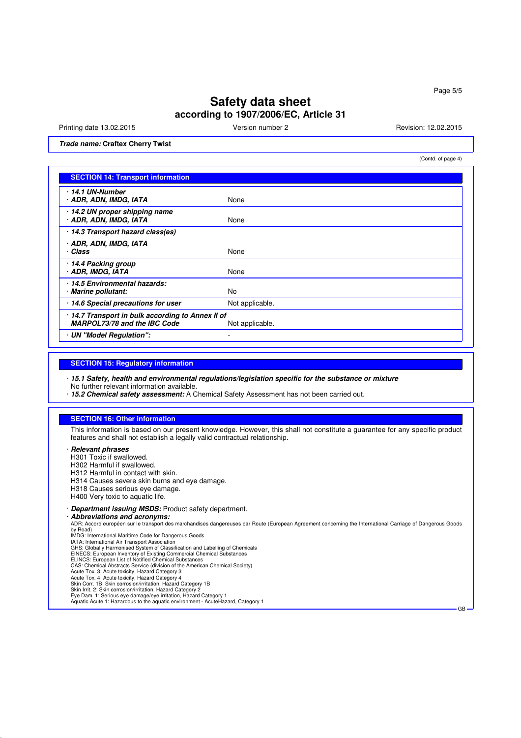# Safety data sheet
## according to 1907/2006/EC, Article 31

Printing date 13.02.2015 Version number 2 Revision: 12.02.2015

***Trade name:*** **Craftex Cherry Twist**

(Contd. of page 4)

### SECTION 14: Transport information

| | |
|---|---|
| · ***14.1 UN-Number*** <br> · ***ADR, ADN, IMDG, IATA*** | None |
| · ***14.2 UN proper shipping name*** <br> · ***ADR, ADN, IMDG, IATA*** | None |
| · ***14.3 Transport hazard class(es)*** | |
| · ***ADR, ADN, IMDG, IATA*** <br> · ***Class*** | None |
| · ***14.4 Packing group*** <br> · ***ADR, IMDG, IATA*** | None |
| · ***14.5 Environmental hazards:*** <br> · ***Marine pollutant:*** | No |
| · ***14.6 Special precautions for user*** | Not applicable. |
| · ***14.7 Transport in bulk according to Annex II of MARPOL73/78 and the IBC Code*** | Not applicable. |
| · ***UN "Model Regulation":*** | - |

### SECTION 15: Regulatory information

· ***15.1 Safety, health and environmental regulations/legislation specific for the substance or mixture***
No further relevant information available.
· ***15.2 Chemical safety assessment:*** A Chemical Safety Assessment has not been carried out.

### SECTION 16: Other information

This information is based on our present knowledge. However, this shall not constitute a guarantee for any specific product features and shall not establish a legally valid contractual relationship.

· ***Relevant phrases***
H301 Toxic if swallowed.
H302 Harmful if swallowed.
H312 Harmful in contact with skin.
H314 Causes severe skin burns and eye damage.
H318 Causes serious eye damage.
H400 Very toxic to aquatic life.

· ***Department issuing MSDS:*** Product safety department.
· ***Abbreviations and acronyms:***
ADR: Accord européen sur le transport des marchandises dangereuses par Route (European Agreement concerning the International Carriage of Dangerous Goods by Road)
IMDG: International Maritime Code for Dangerous Goods
IATA: International Air Transport Association
GHS: Globally Harmonised System of Classification and Labelling of Chemicals
EINECS: European Inventory of Existing Commercial Chemical Substances
ELINCS: European List of Notified Chemical Substances
CAS: Chemical Abstracts Service (division of the American Chemical Society)
Acute Tox. 3: Acute toxicity, Hazard Category 3
Acute Tox. 4: Acute toxicity, Hazard Category 4
Skin Corr. 1B: Skin corrosion/irritation, Hazard Category 1B
Skin Irrit. 2: Skin corrosion/irritation, Hazard Category 2
Eye Dam. 1: Serious eye damage/eye irritation, Hazard Category 1
Aquatic Acute 1: Hazardous to the aquatic environment - AcuteHazard, Category 1